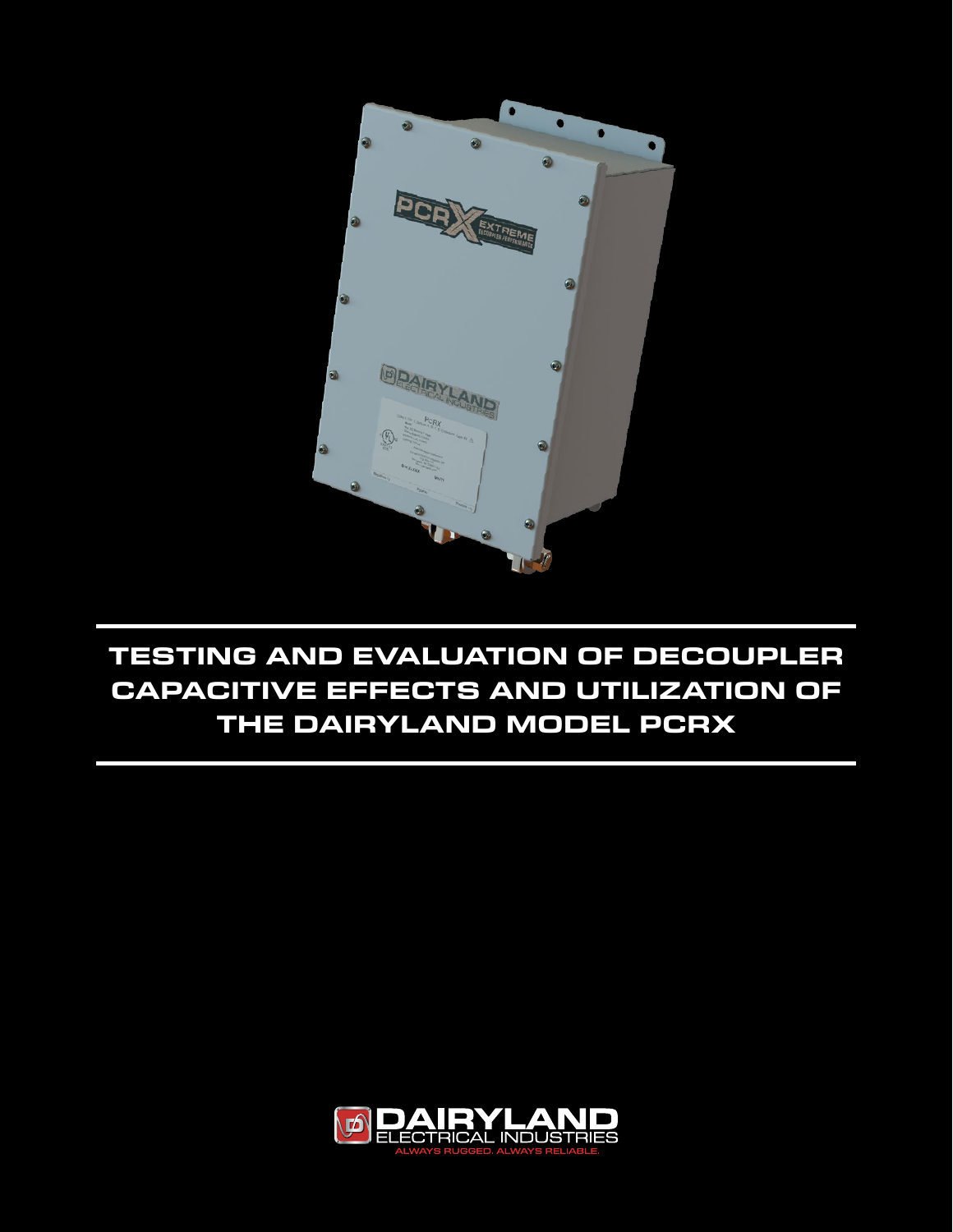# TESTING AND EVALUATION OF DECOUPLER CAPACITIVE EFFECTS AND UTILIZATION OF THE DAIRYLAND MODEL PCRX

DAIRYLAND ELECTRICAL INDUSTRIES

ALWAYS RUGGED. ALWAYS RELIABLE.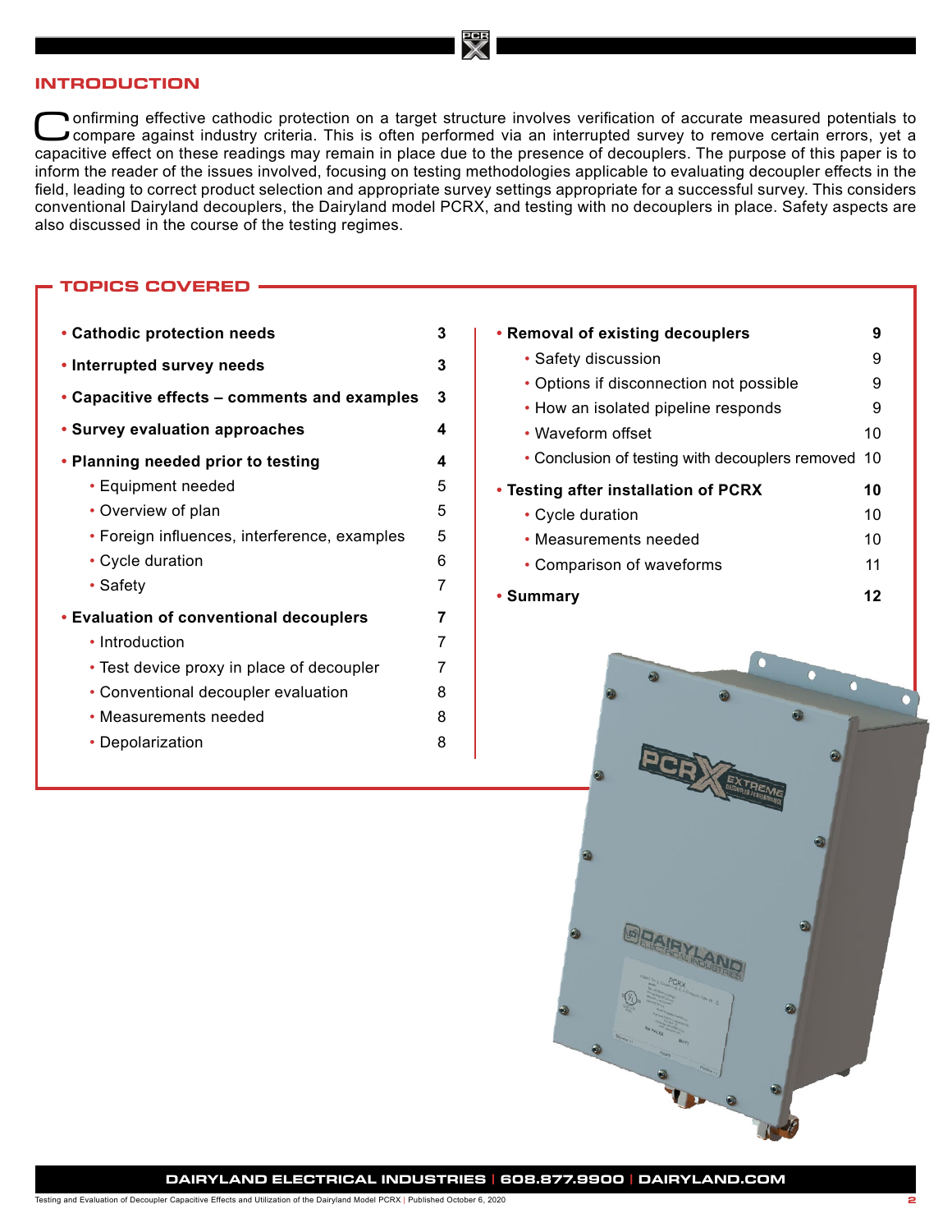## INTRODUCTION

Confirming effective cathodic protection on a target structure involves verification of accurate measured potentials to compare against industry criteria. This is often performed via an interrupted survey to remove certain errors, yet a capacitive effect on these readings may remain in place due to the presence of decouplers. The purpose of this paper is to inform the reader of the issues involved, focusing on testing methodologies applicable to evaluating decoupler effects in the field, leading to correct product selection and appropriate survey settings appropriate for a successful survey. This considers conventional Dairyland decouplers, the Dairyland model PCRX, and testing with no decouplers in place. Safety aspects are also discussed in the course of the testing regimes.

## TOPICS COVERED

- **Cathodic protection needs** — **3**
- **Interrupted survey needs** — **3**
- **Capacitive effects – comments and examples** — **3**
- **Survey evaluation approaches** — **4**
- **Planning needed prior to testing** — **4**
  - Equipment needed — 5
  - Overview of plan — 5
  - Foreign influences, interference, examples — 5
  - Cycle duration — 6
  - Safety — 7
- **Evaluation of conventional decouplers** — **7**
  - Introduction — 7
  - Test device proxy in place of decoupler — 7
  - Conventional decoupler evaluation — 8
  - Measurements needed — 8
  - Depolarization — 8
- **Removal of existing decouplers** — **9**
  - Safety discussion — 9
  - Options if disconnection not possible — 9
  - How an isolated pipeline responds — 9
  - Waveform offset — 10
  - Conclusion of testing with decouplers removed — 10
- **Testing after installation of PCRX** — **10**
  - Cycle duration — 10
  - Measurements needed — 10
  - Comparison of waveforms — 11
- **Summary** — **12**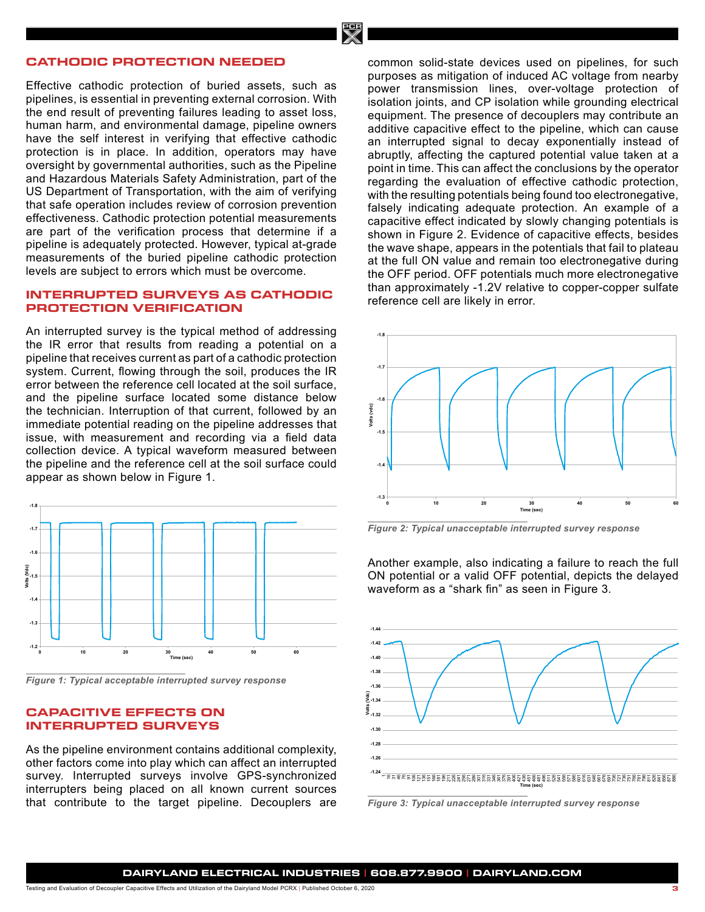## CATHODIC PROTECTION NEEDED

Effective cathodic protection of buried assets, such as pipelines, is essential in preventing external corrosion. With the end result of preventing failures leading to asset loss, human harm, and environmental damage, pipeline owners have the self interest in verifying that effective cathodic protection is in place. In addition, operators may have oversight by governmental authorities, such as the Pipeline and Hazardous Materials Safety Administration, part of the US Department of Transportation, with the aim of verifying that safe operation includes review of corrosion prevention effectiveness. Cathodic protection potential measurements are part of the verification process that determine if a pipeline is adequately protected. However, typical at-grade measurements of the buried pipeline cathodic protection levels are subject to errors which must be overcome.

## INTERRUPTED SURVEYS AS CATHODIC PROTECTION VERIFICATION

An interrupted survey is the typical method of addressing the IR error that results from reading a potential on a pipeline that receives current as part of a cathodic protection system. Current, flowing through the soil, produces the IR error between the reference cell located at the soil surface, and the pipeline surface located some distance below the technician. Interruption of that current, followed by an immediate potential reading on the pipeline addresses that issue, with measurement and recording via a field data collection device. A typical waveform measured between the pipeline and the reference cell at the soil surface could appear as shown below in Figure 1.

*Figure 1: Typical acceptable interrupted survey response*

## CAPACITIVE EFFECTS ON INTERRUPTED SURVEYS

As the pipeline environment contains additional complexity, other factors come into play which can affect an interrupted survey. Interrupted surveys involve GPS-synchronized interrupters being placed on all known current sources that contribute to the target pipeline. Decouplers are common solid-state devices used on pipelines, for such purposes as mitigation of induced AC voltage from nearby power transmission lines, over-voltage protection of isolation joints, and CP isolation while grounding electrical equipment. The presence of decouplers may contribute an additive capacitive effect to the pipeline, which can cause an interrupted signal to decay exponentially instead of abruptly, affecting the captured potential value taken at a point in time. This can affect the conclusions by the operator regarding the evaluation of effective cathodic protection, with the resulting potentials being found too electronegative, falsely indicating adequate protection. An example of a capacitive effect indicated by slowly changing potentials is shown in Figure 2. Evidence of capacitive effects, besides the wave shape, appears in the potentials that fail to plateau at the full ON value and remain too electronegative during the OFF period. OFF potentials much more electronegative than approximately -1.2V relative to copper-copper sulfate reference cell are likely in error.

*Figure 2: Typical unacceptable interrupted survey response*

Another example, also indicating a failure to reach the full ON potential or a valid OFF potential, depicts the delayed waveform as a "shark fin" as seen in Figure 3.

*Figure 3: Typical unacceptable interrupted survey response*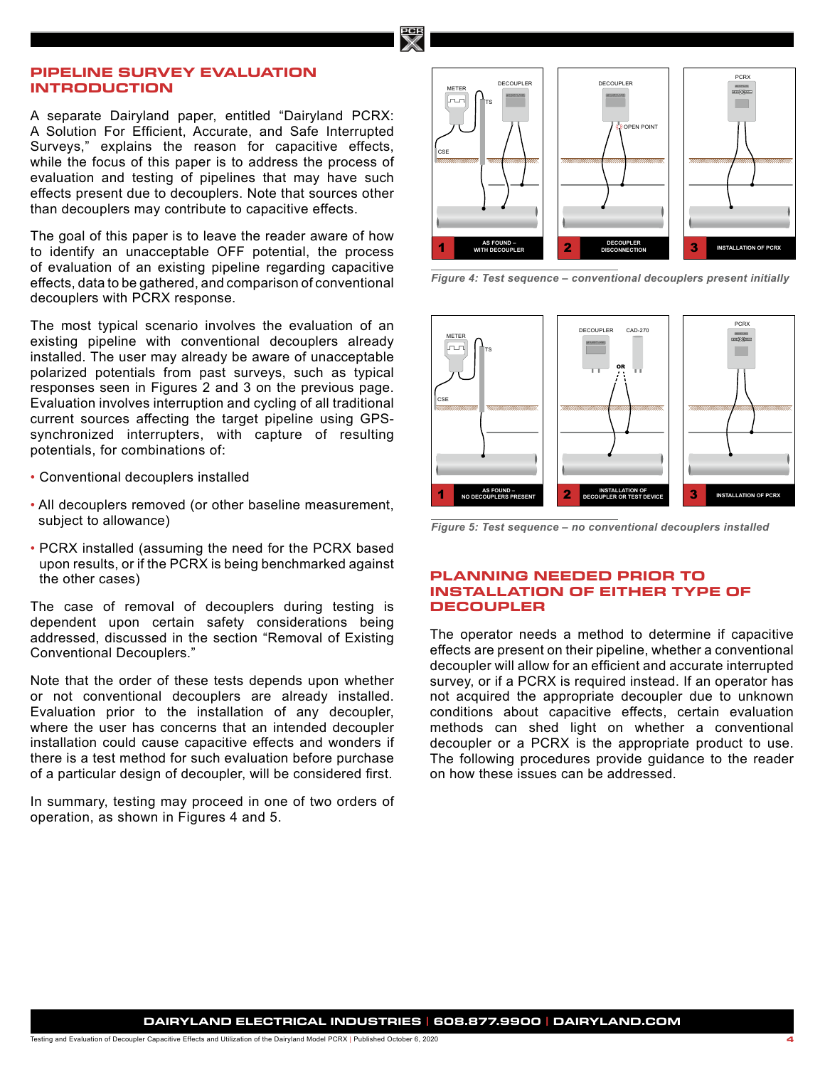## PIPELINE SURVEY EVALUATION INTRODUCTION

A separate Dairyland paper, entitled “Dairyland PCRX: A Solution For Efficient, Accurate, and Safe Interrupted Surveys,” explains the reason for capacitive effects, while the focus of this paper is to address the process of evaluation and testing of pipelines that may have such effects present due to decouplers. Note that sources other than decouplers may contribute to capacitive effects.

The goal of this paper is to leave the reader aware of how to identify an unacceptable OFF potential, the process of evaluation of an existing pipeline regarding capacitive effects, data to be gathered, and comparison of conventional decouplers with PCRX response.

The most typical scenario involves the evaluation of an existing pipeline with conventional decouplers already installed. The user may already be aware of unacceptable polarized potentials from past surveys, such as typical responses seen in Figures 2 and 3 on the previous page. Evaluation involves interruption and cycling of all traditional current sources affecting the target pipeline using GPS-synchronized interrupters, with capture of resulting potentials, for combinations of:

- Conventional decouplers installed
- All decouplers removed (or other baseline measurement, subject to allowance)
- PCRX installed (assuming the need for the PCRX based upon results, or if the PCRX is being benchmarked against the other cases)

The case of removal of decouplers during testing is dependent upon certain safety considerations being addressed, discussed in the section “Removal of Existing Conventional Decouplers.”

Note that the order of these tests depends upon whether or not conventional decouplers are already installed. Evaluation prior to the installation of any decoupler, where the user has concerns that an intended decoupler installation could cause capacitive effects and wonders if there is a test method for such evaluation before purchase of a particular design of decoupler, will be considered first.

In summary, testing may proceed in one of two orders of operation, as shown in Figures 4 and 5.

*Figure 4: Test sequence – conventional decouplers present initially*

*Figure 5: Test sequence – no conventional decouplers installed*

## PLANNING NEEDED PRIOR TO INSTALLATION OF EITHER TYPE OF DECOUPLER

The operator needs a method to determine if capacitive effects are present on their pipeline, whether a conventional decoupler will allow for an efficient and accurate interrupted survey, or if a PCRX is required instead. If an operator has not acquired the appropriate decoupler due to unknown conditions about capacitive effects, certain evaluation methods can shed light on whether a conventional decoupler or a PCRX is the appropriate product to use. The following procedures provide guidance to the reader on how these issues can be addressed.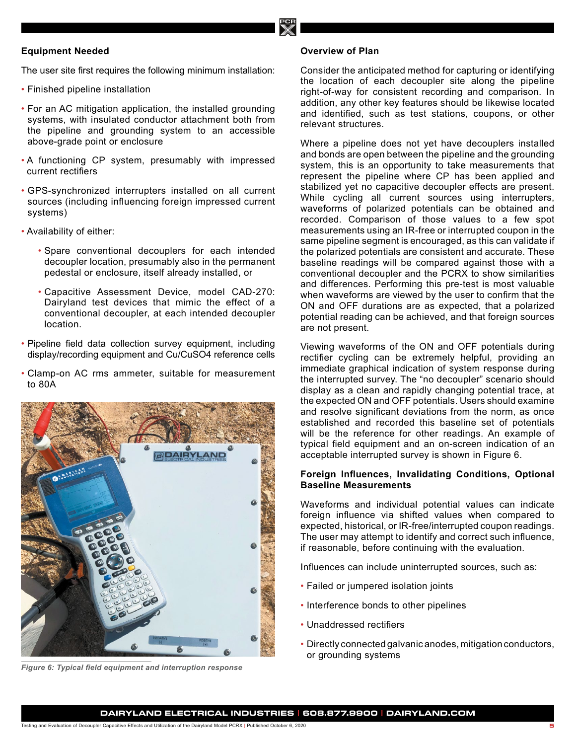## Equipment Needed

The user site first requires the following minimum installation:

- Finished pipeline installation
- For an AC mitigation application, the installed grounding systems, with insulated conductor attachment both from the pipeline and grounding system to an accessible above-grade point or enclosure
- A functioning CP system, presumably with impressed current rectifiers
- GPS-synchronized interrupters installed on all current sources (including influencing foreign impressed current systems)
- Availability of either:
  - Spare conventional decouplers for each intended decoupler location, presumably also in the permanent pedestal or enclosure, itself already installed, or
  - Capacitive Assessment Device, model CAD-270: Dairyland test devices that mimic the effect of a conventional decoupler, at each intended decoupler location.
- Pipeline field data collection survey equipment, including display/recording equipment and Cu/CuSO4 reference cells
- Clamp-on AC rms ammeter, suitable for measurement to 80A

*Figure 6: Typical field equipment and interruption response*

## Overview of Plan

Consider the anticipated method for capturing or identifying the location of each decoupler site along the pipeline right-of-way for consistent recording and comparison. In addition, any other key features should be likewise located and identified, such as test stations, coupons, or other relevant structures.

Where a pipeline does not yet have decouplers installed and bonds are open between the pipeline and the grounding system, this is an opportunity to take measurements that represent the pipeline where CP has been applied and stabilized yet no capacitive decoupler effects are present. While cycling all current sources using interrupters, waveforms of polarized potentials can be obtained and recorded. Comparison of those values to a few spot measurements using an IR-free or interrupted coupon in the same pipeline segment is encouraged, as this can validate if the polarized potentials are consistent and accurate. These baseline readings will be compared against those with a conventional decoupler and the PCRX to show similarities and differences. Performing this pre-test is most valuable when waveforms are viewed by the user to confirm that the ON and OFF durations are as expected, that a polarized potential reading can be achieved, and that foreign sources are not present.

Viewing waveforms of the ON and OFF potentials during rectifier cycling can be extremely helpful, providing an immediate graphical indication of system response during the interrupted survey. The "no decoupler" scenario should display as a clean and rapidly changing potential trace, at the expected ON and OFF potentials. Users should examine and resolve significant deviations from the norm, as once established and recorded this baseline set of potentials will be the reference for other readings. An example of typical field equipment and an on-screen indication of an acceptable interrupted survey is shown in Figure 6.

### Foreign Influences, Invalidating Conditions, Optional Baseline Measurements

Waveforms and individual potential values can indicate foreign influence via shifted values when compared to expected, historical, or IR-free/interrupted coupon readings. The user may attempt to identify and correct such influence, if reasonable, before continuing with the evaluation.

Influences can include uninterrupted sources, such as:

- Failed or jumpered isolation joints
- Interference bonds to other pipelines
- Unaddressed rectifiers
- Directly connected galvanic anodes, mitigation conductors, or grounding systems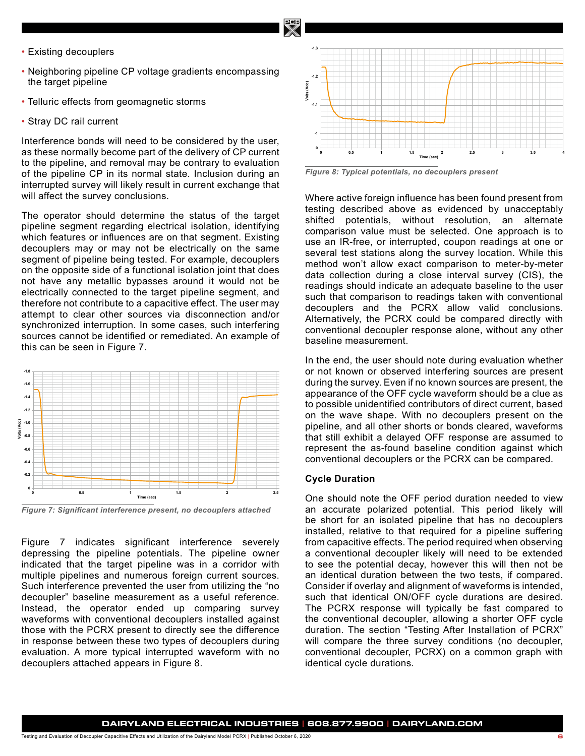- Existing decouplers
- Neighboring pipeline CP voltage gradients encompassing the target pipeline
- Telluric effects from geomagnetic storms
- Stray DC rail current

Interference bonds will need to be considered by the user, as these normally become part of the delivery of CP current to the pipeline, and removal may be contrary to evaluation of the pipeline CP in its normal state. Inclusion during an interrupted survey will likely result in current exchange that will affect the survey conclusions.

The operator should determine the status of the target pipeline segment regarding electrical isolation, identifying which features or influences are on that segment. Existing decouplers may or may not be electrically on the same segment of pipeline being tested. For example, decouplers on the opposite side of a functional isolation joint that does not have any metallic bypasses around it would not be electrically connected to the target pipeline segment, and therefore not contribute to a capacitive effect. The user may attempt to clear other sources via disconnection and/or synchronized interruption. In some cases, such interfering sources cannot be identified or remediated. An example of this can be seen in Figure 7.

*Figure 7: Significant interference present, no decouplers attached*

Figure 7 indicates significant interference severely depressing the pipeline potentials. The pipeline owner indicated that the target pipeline was in a corridor with multiple pipelines and numerous foreign current sources. Such interference prevented the user from utilizing the "no decoupler" baseline measurement as a useful reference. Instead, the operator ended up comparing survey waveforms with conventional decouplers installed against those with the PCRX present to directly see the difference in response between these two types of decouplers during evaluation. A more typical interrupted waveform with no decouplers attached appears in Figure 8.

*Figure 8: Typical potentials, no decouplers present*

Where active foreign influence has been found present from testing described above as evidenced by unacceptably shifted potentials, without resolution, an alternate comparison value must be selected. One approach is to use an IR-free, or interrupted, coupon readings at one or several test stations along the survey location. While this method won't allow exact comparison to meter-by-meter data collection during a close interval survey (CIS), the readings should indicate an adequate baseline to the user such that comparison to readings taken with conventional decouplers and the PCRX allow valid conclusions. Alternatively, the PCRX could be compared directly with conventional decoupler response alone, without any other baseline measurement.

In the end, the user should note during evaluation whether or not known or observed interfering sources are present during the survey. Even if no known sources are present, the appearance of the OFF cycle waveform should be a clue as to possible unidentified contributors of direct current, based on the wave shape. With no decouplers present on the pipeline, and all other shorts or bonds cleared, waveforms that still exhibit a delayed OFF response are assumed to represent the as-found baseline condition against which conventional decouplers or the PCRX can be compared.

### Cycle Duration

One should note the OFF period duration needed to view an accurate polarized potential. This period likely will be short for an isolated pipeline that has no decouplers installed, relative to that required for a pipeline suffering from capacitive effects. The period required when observing a conventional decoupler likely will need to be extended to see the potential decay, however this will then not be an identical duration between the two tests, if compared. Consider if overlay and alignment of waveforms is intended, such that identical ON/OFF cycle durations are desired. The PCRX response will typically be fast compared to the conventional decoupler, allowing a shorter OFF cycle duration. The section "Testing After Installation of PCRX" will compare the three survey conditions (no decoupler, conventional decoupler, PCRX) on a common graph with identical cycle durations.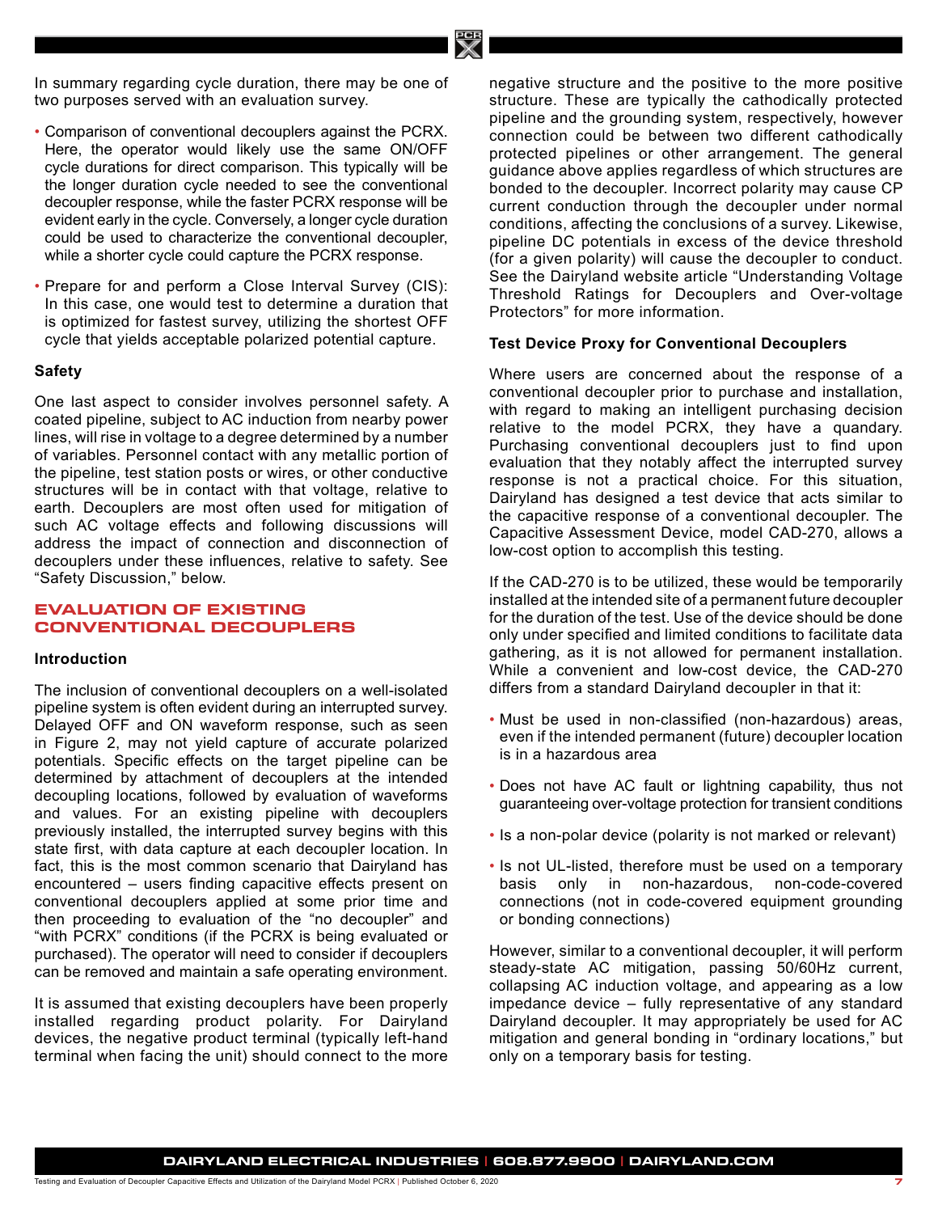In summary regarding cycle duration, there may be one of two purposes served with an evaluation survey.

- Comparison of conventional decouplers against the PCRX. Here, the operator would likely use the same ON/OFF cycle durations for direct comparison. This typically will be the longer duration cycle needed to see the conventional decoupler response, while the faster PCRX response will be evident early in the cycle. Conversely, a longer cycle duration could be used to characterize the conventional decoupler, while a shorter cycle could capture the PCRX response.
- Prepare for and perform a Close Interval Survey (CIS): In this case, one would test to determine a duration that is optimized for fastest survey, utilizing the shortest OFF cycle that yields acceptable polarized potential capture.

### Safety

One last aspect to consider involves personnel safety. A coated pipeline, subject to AC induction from nearby power lines, will rise in voltage to a degree determined by a number of variables. Personnel contact with any metallic portion of the pipeline, test station posts or wires, or other conductive structures will be in contact with that voltage, relative to earth. Decouplers are most often used for mitigation of such AC voltage effects and following discussions will address the impact of connection and disconnection of decouplers under these influences, relative to safety. See "Safety Discussion," below.

## EVALUATION OF EXISTING CONVENTIONAL DECOUPLERS

### Introduction

The inclusion of conventional decouplers on a well-isolated pipeline system is often evident during an interrupted survey. Delayed OFF and ON waveform response, such as seen in Figure 2, may not yield capture of accurate polarized potentials. Specific effects on the target pipeline can be determined by attachment of decouplers at the intended decoupling locations, followed by evaluation of waveforms and values. For an existing pipeline with decouplers previously installed, the interrupted survey begins with this state first, with data capture at each decoupler location. In fact, this is the most common scenario that Dairyland has encountered – users finding capacitive effects present on conventional decouplers applied at some prior time and then proceeding to evaluation of the "no decoupler" and "with PCRX" conditions (if the PCRX is being evaluated or purchased). The operator will need to consider if decouplers can be removed and maintain a safe operating environment.

It is assumed that existing decouplers have been properly installed regarding product polarity. For Dairyland devices, the negative product terminal (typically left-hand terminal when facing the unit) should connect to the more negative structure and the positive to the more positive structure. These are typically the cathodically protected pipeline and the grounding system, respectively, however connection could be between two different cathodically protected pipelines or other arrangement. The general guidance above applies regardless of which structures are bonded to the decoupler. Incorrect polarity may cause CP current conduction through the decoupler under normal conditions, affecting the conclusions of a survey. Likewise, pipeline DC potentials in excess of the device threshold (for a given polarity) will cause the decoupler to conduct. See the Dairyland website article "Understanding Voltage Threshold Ratings for Decouplers and Over-voltage Protectors" for more information.

### Test Device Proxy for Conventional Decouplers

Where users are concerned about the response of a conventional decoupler prior to purchase and installation, with regard to making an intelligent purchasing decision relative to the model PCRX, they have a quandary. Purchasing conventional decouplers just to find upon evaluation that they notably affect the interrupted survey response is not a practical choice. For this situation, Dairyland has designed a test device that acts similar to the capacitive response of a conventional decoupler. The Capacitive Assessment Device, model CAD-270, allows a low-cost option to accomplish this testing.

If the CAD-270 is to be utilized, these would be temporarily installed at the intended site of a permanent future decoupler for the duration of the test. Use of the device should be done only under specified and limited conditions to facilitate data gathering, as it is not allowed for permanent installation. While a convenient and low-cost device, the CAD-270 differs from a standard Dairyland decoupler in that it:

- Must be used in non-classified (non-hazardous) areas, even if the intended permanent (future) decoupler location is in a hazardous area
- Does not have AC fault or lightning capability, thus not guaranteeing over-voltage protection for transient conditions
- Is a non-polar device (polarity is not marked or relevant)
- Is not UL-listed, therefore must be used on a temporary basis only in non-hazardous, non-code-covered connections (not in code-covered equipment grounding or bonding connections)

However, similar to a conventional decoupler, it will perform steady-state AC mitigation, passing 50/60Hz current, collapsing AC induction voltage, and appearing as a low impedance device – fully representative of any standard Dairyland decoupler. It may appropriately be used for AC mitigation and general bonding in "ordinary locations," but only on a temporary basis for testing.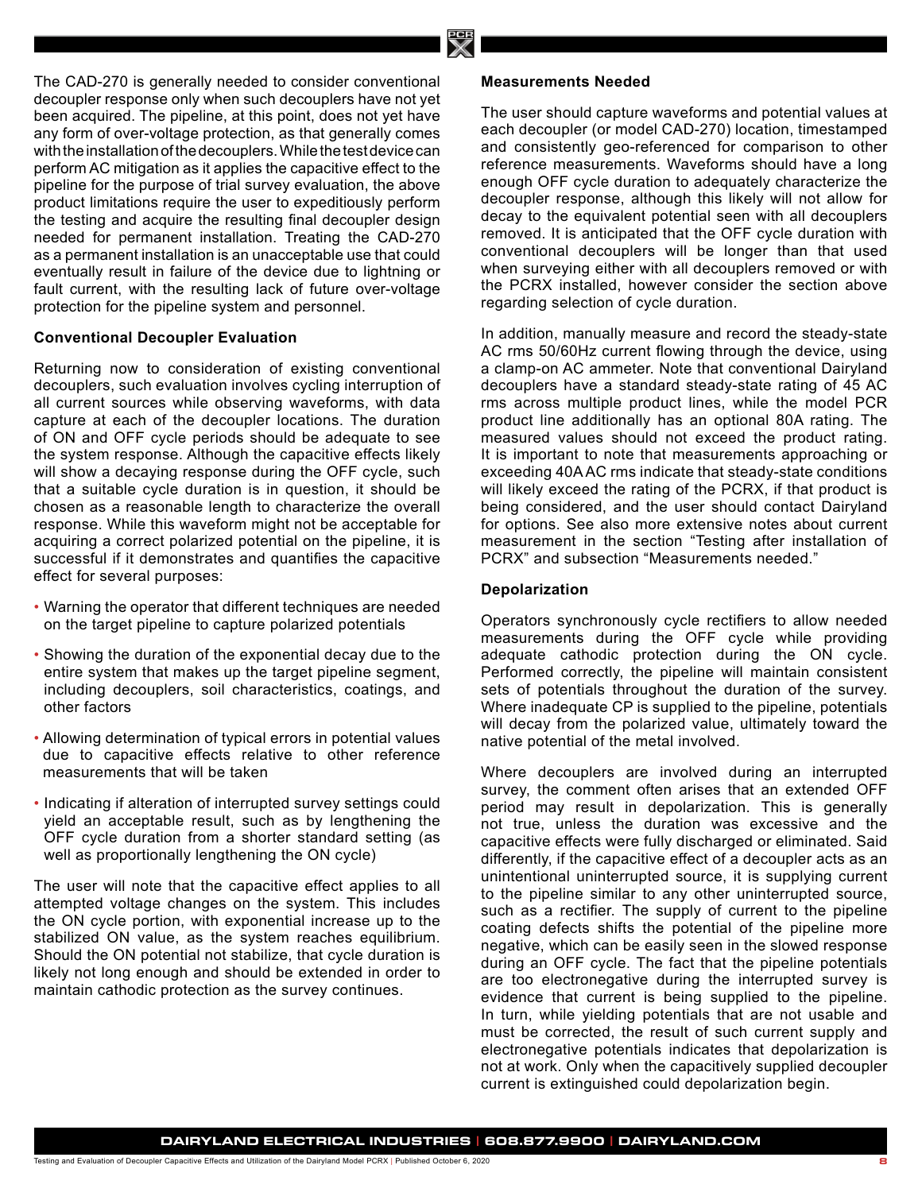The CAD-270 is generally needed to consider conventional decoupler response only when such decouplers have not yet been acquired. The pipeline, at this point, does not yet have any form of over-voltage protection, as that generally comes with the installation of the decouplers. While the test device can perform AC mitigation as it applies the capacitive effect to the pipeline for the purpose of trial survey evaluation, the above product limitations require the user to expeditiously perform the testing and acquire the resulting final decoupler design needed for permanent installation. Treating the CAD-270 as a permanent installation is an unacceptable use that could eventually result in failure of the device due to lightning or fault current, with the resulting lack of future over-voltage protection for the pipeline system and personnel.

**Conventional Decoupler Evaluation**

Returning now to consideration of existing conventional decouplers, such evaluation involves cycling interruption of all current sources while observing waveforms, with data capture at each of the decoupler locations. The duration of ON and OFF cycle periods should be adequate to see the system response. Although the capacitive effects likely will show a decaying response during the OFF cycle, such that a suitable cycle duration is in question, it should be chosen as a reasonable length to characterize the overall response. While this waveform might not be acceptable for acquiring a correct polarized potential on the pipeline, it is successful if it demonstrates and quantifies the capacitive effect for several purposes:

- Warning the operator that different techniques are needed on the target pipeline to capture polarized potentials
- Showing the duration of the exponential decay due to the entire system that makes up the target pipeline segment, including decouplers, soil characteristics, coatings, and other factors
- Allowing determination of typical errors in potential values due to capacitive effects relative to other reference measurements that will be taken
- Indicating if alteration of interrupted survey settings could yield an acceptable result, such as by lengthening the OFF cycle duration from a shorter standard setting (as well as proportionally lengthening the ON cycle)

The user will note that the capacitive effect applies to all attempted voltage changes on the system. This includes the ON cycle portion, with exponential increase up to the stabilized ON value, as the system reaches equilibrium. Should the ON potential not stabilize, that cycle duration is likely not long enough and should be extended in order to maintain cathodic protection as the survey continues.

**Measurements Needed**

The user should capture waveforms and potential values at each decoupler (or model CAD-270) location, timestamped and consistently geo-referenced for comparison to other reference measurements. Waveforms should have a long enough OFF cycle duration to adequately characterize the decoupler response, although this likely will not allow for decay to the equivalent potential seen with all decouplers removed. It is anticipated that the OFF cycle duration with conventional decouplers will be longer than that used when surveying either with all decouplers removed or with the PCRX installed, however consider the section above regarding selection of cycle duration.

In addition, manually measure and record the steady-state AC rms 50/60Hz current flowing through the device, using a clamp-on AC ammeter. Note that conventional Dairyland decouplers have a standard steady-state rating of 45 AC rms across multiple product lines, while the model PCR product line additionally has an optional 80A rating. The measured values should not exceed the product rating. It is important to note that measurements approaching or exceeding 40A AC rms indicate that steady-state conditions will likely exceed the rating of the PCRX, if that product is being considered, and the user should contact Dairyland for options. See also more extensive notes about current measurement in the section "Testing after installation of PCRX" and subsection "Measurements needed."

**Depolarization**

Operators synchronously cycle rectifiers to allow needed measurements during the OFF cycle while providing adequate cathodic protection during the ON cycle. Performed correctly, the pipeline will maintain consistent sets of potentials throughout the duration of the survey. Where inadequate CP is supplied to the pipeline, potentials will decay from the polarized value, ultimately toward the native potential of the metal involved.

Where decouplers are involved during an interrupted survey, the comment often arises that an extended OFF period may result in depolarization. This is generally not true, unless the duration was excessive and the capacitive effects were fully discharged or eliminated. Said differently, if the capacitive effect of a decoupler acts as an unintentional uninterrupted source, it is supplying current to the pipeline similar to any other uninterrupted source, such as a rectifier. The supply of current to the pipeline coating defects shifts the potential of the pipeline more negative, which can be easily seen in the slowed response during an OFF cycle. The fact that the pipeline potentials are too electronegative during the interrupted survey is evidence that current is being supplied to the pipeline. In turn, while yielding potentials that are not usable and must be corrected, the result of such current supply and electronegative potentials indicates that depolarization is not at work. Only when the capacitively supplied decoupler current is extinguished could depolarization begin.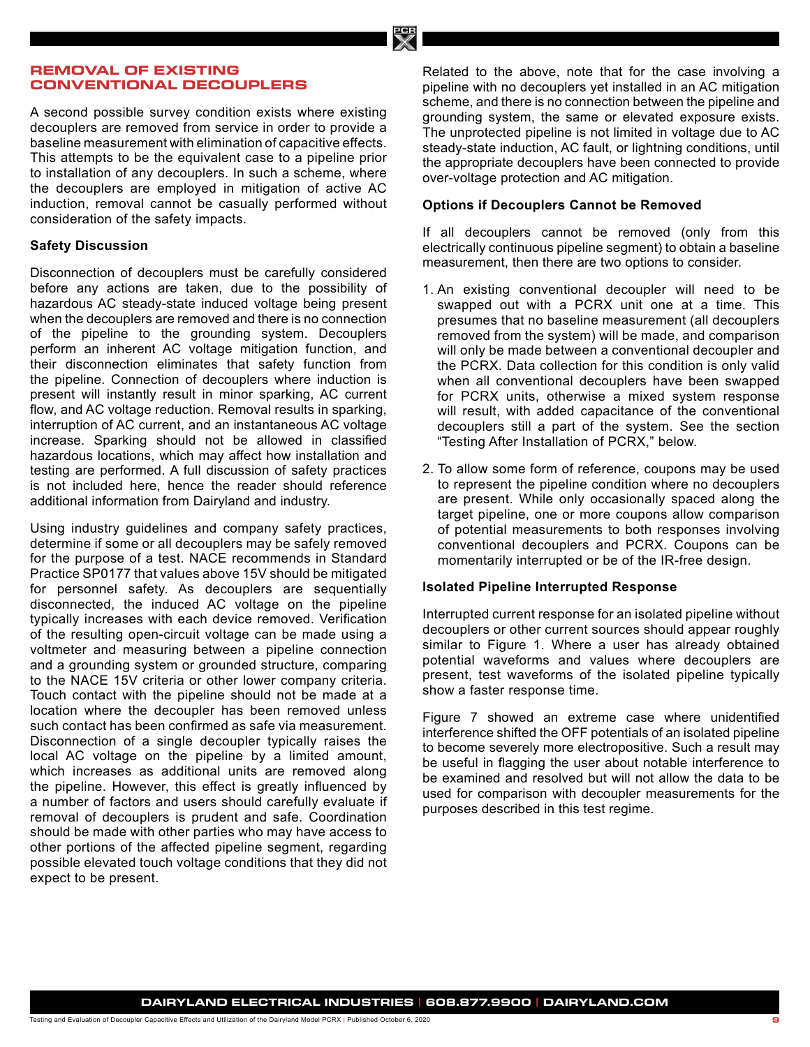## REMOVAL OF EXISTING CONVENTIONAL DECOUPLERS

A second possible survey condition exists where existing decouplers are removed from service in order to provide a baseline measurement with elimination of capacitive effects. This attempts to be the equivalent case to a pipeline prior to installation of any decouplers. In such a scheme, where the decouplers are employed in mitigation of active AC induction, removal cannot be casually performed without consideration of the safety impacts.

### Safety Discussion

Disconnection of decouplers must be carefully considered before any actions are taken, due to the possibility of hazardous AC steady-state induced voltage being present when the decouplers are removed and there is no connection of the pipeline to the grounding system. Decouplers perform an inherent AC voltage mitigation function, and their disconnection eliminates that safety function from the pipeline. Connection of decouplers where induction is present will instantly result in minor sparking, AC current flow, and AC voltage reduction. Removal results in sparking, interruption of AC current, and an instantaneous AC voltage increase. Sparking should not be allowed in classified hazardous locations, which may affect how installation and testing are performed. A full discussion of safety practices is not included here, hence the reader should reference additional information from Dairyland and industry.

Using industry guidelines and company safety practices, determine if some or all decouplers may be safely removed for the purpose of a test. NACE recommends in Standard Practice SP0177 that values above 15V should be mitigated for personnel safety. As decouplers are sequentially disconnected, the induced AC voltage on the pipeline typically increases with each device removed. Verification of the resulting open-circuit voltage can be made using a voltmeter and measuring between a pipeline connection and a grounding system or grounded structure, comparing to the NACE 15V criteria or other lower company criteria. Touch contact with the pipeline should not be made at a location where the decoupler has been removed unless such contact has been confirmed as safe via measurement. Disconnection of a single decoupler typically raises the local AC voltage on the pipeline by a limited amount, which increases as additional units are removed along the pipeline. However, this effect is greatly influenced by a number of factors and users should carefully evaluate if removal of decouplers is prudent and safe. Coordination should be made with other parties who may have access to other portions of the affected pipeline segment, regarding possible elevated touch voltage conditions that they did not expect to be present.

Related to the above, note that for the case involving a pipeline with no decouplers yet installed in an AC mitigation scheme, and there is no connection between the pipeline and grounding system, the same or elevated exposure exists. The unprotected pipeline is not limited in voltage due to AC steady-state induction, AC fault, or lightning conditions, until the appropriate decouplers have been connected to provide over-voltage protection and AC mitigation.

### Options if Decouplers Cannot be Removed

If all decouplers cannot be removed (only from this electrically continuous pipeline segment) to obtain a baseline measurement, then there are two options to consider.

1. An existing conventional decoupler will need to be swapped out with a PCRX unit one at a time. This presumes that no baseline measurement (all decouplers removed from the system) will be made, and comparison will only be made between a conventional decoupler and the PCRX. Data collection for this condition is only valid when all conventional decouplers have been swapped for PCRX units, otherwise a mixed system response will result, with added capacitance of the conventional decouplers still a part of the system. See the section "Testing After Installation of PCRX," below.

2. To allow some form of reference, coupons may be used to represent the pipeline condition where no decouplers are present. While only occasionally spaced along the target pipeline, one or more coupons allow comparison of potential measurements to both responses involving conventional decouplers and PCRX. Coupons can be momentarily interrupted or be of the IR-free design.

### Isolated Pipeline Interrupted Response

Interrupted current response for an isolated pipeline without decouplers or other current sources should appear roughly similar to Figure 1. Where a user has already obtained potential waveforms and values where decouplers are present, test waveforms of the isolated pipeline typically show a faster response time.

Figure 7 showed an extreme case where unidentified interference shifted the OFF potentials of an isolated pipeline to become severely more electropositive. Such a result may be useful in flagging the user about notable interference to be examined and resolved but will not allow the data to be used for comparison with decoupler measurements for the purposes described in this test regime.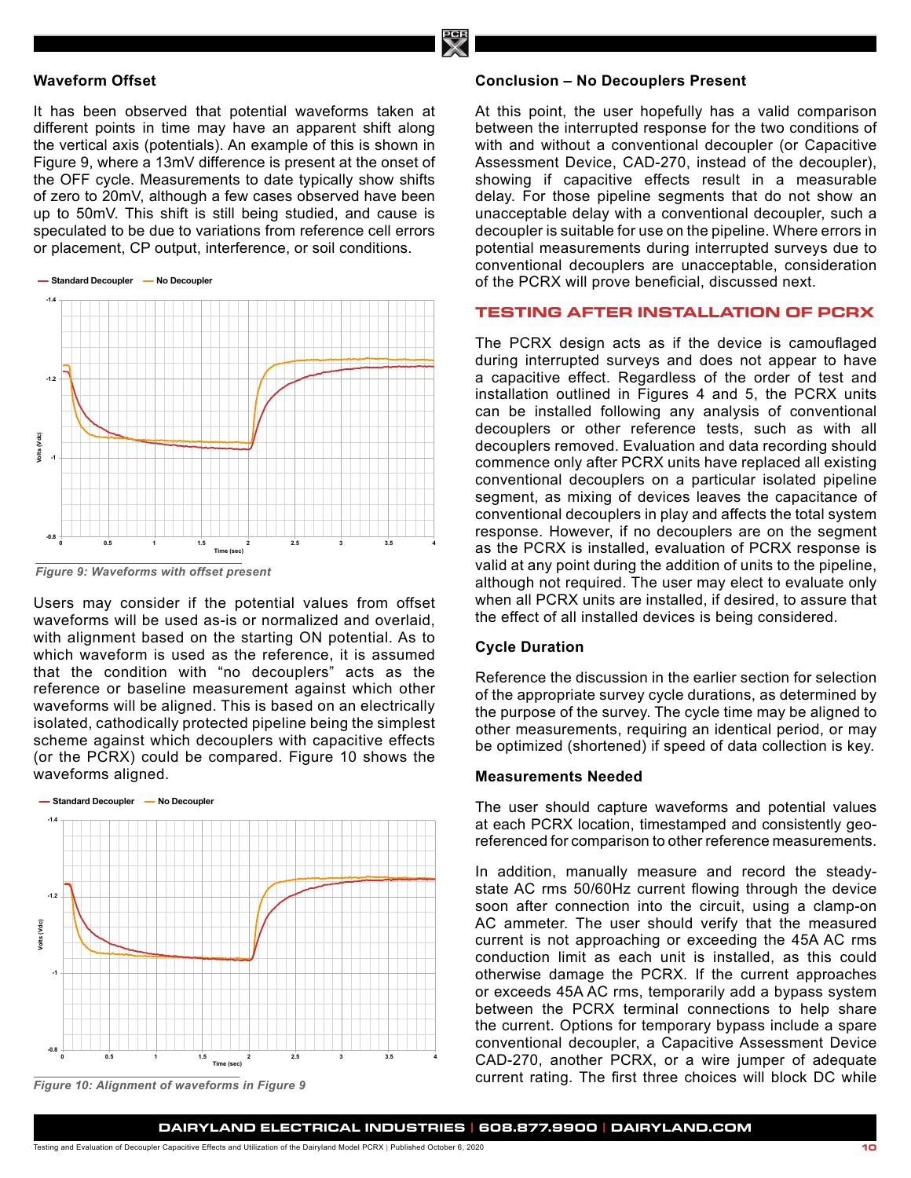### Waveform Offset

It has been observed that potential waveforms taken at different points in time may have an apparent shift along the vertical axis (potentials). An example of this is shown in Figure 9, where a 13mV difference is present at the onset of the OFF cycle. Measurements to date typically show shifts of zero to 20mV, although a few cases observed have been up to 50mV. This shift is still being studied, and cause is speculated to be due to variations from reference cell errors or placement, CP output, interference, or soil conditions.

*Figure 9: Waveforms with offset present*

Users may consider if the potential values from offset waveforms will be used as-is or normalized and overlaid, with alignment based on the starting ON potential. As to which waveform is used as the reference, it is assumed that the condition with "no decouplers" acts as the reference or baseline measurement against which other waveforms will be aligned. This is based on an electrically isolated, cathodically protected pipeline being the simplest scheme against which decouplers with capacitive effects (or the PCRX) could be compared. Figure 10 shows the waveforms aligned.

*Figure 10: Alignment of waveforms in Figure 9*

### Conclusion – No Decouplers Present

At this point, the user hopefully has a valid comparison between the interrupted response for the two conditions of with and without a conventional decoupler (or Capacitive Assessment Device, CAD-270, instead of the decoupler), showing if capacitive effects result in a measurable delay. For those pipeline segments that do not show an unacceptable delay with a conventional decoupler, such a decoupler is suitable for use on the pipeline. Where errors in potential measurements during interrupted surveys due to conventional decouplers are unacceptable, consideration of the PCRX will prove beneficial, discussed next.

## TESTING AFTER INSTALLATION OF PCRX

The PCRX design acts as if the device is camouflaged during interrupted surveys and does not appear to have a capacitive effect. Regardless of the order of test and installation outlined in Figures 4 and 5, the PCRX units can be installed following any analysis of conventional decouplers or other reference tests, such as with all decouplers removed. Evaluation and data recording should commence only after PCRX units have replaced all existing conventional decouplers on a particular isolated pipeline segment, as mixing of devices leaves the capacitance of conventional decouplers in play and affects the total system response. However, if no decouplers are on the segment as the PCRX is installed, evaluation of PCRX response is valid at any point during the addition of units to the pipeline, although not required. The user may elect to evaluate only when all PCRX units are installed, if desired, to assure that the effect of all installed devices is being considered.

### Cycle Duration

Reference the discussion in the earlier section for selection of the appropriate survey cycle durations, as determined by the purpose of the survey. The cycle time may be aligned to other measurements, requiring an identical period, or may be optimized (shortened) if speed of data collection is key.

### Measurements Needed

The user should capture waveforms and potential values at each PCRX location, timestamped and consistently geo-referenced for comparison to other reference measurements.

In addition, manually measure and record the steady-state AC rms 50/60Hz current flowing through the device soon after connection into the circuit, using a clamp-on AC ammeter. The user should verify that the measured current is not approaching or exceeding the 45A AC rms conduction limit as each unit is installed, as this could otherwise damage the PCRX. If the current approaches or exceeds 45A AC rms, temporarily add a bypass system between the PCRX terminal connections to help share the current. Options for temporary bypass include a spare conventional decoupler, a Capacitive Assessment Device CAD-270, another PCRX, or a wire jumper of adequate current rating. The first three choices will block DC while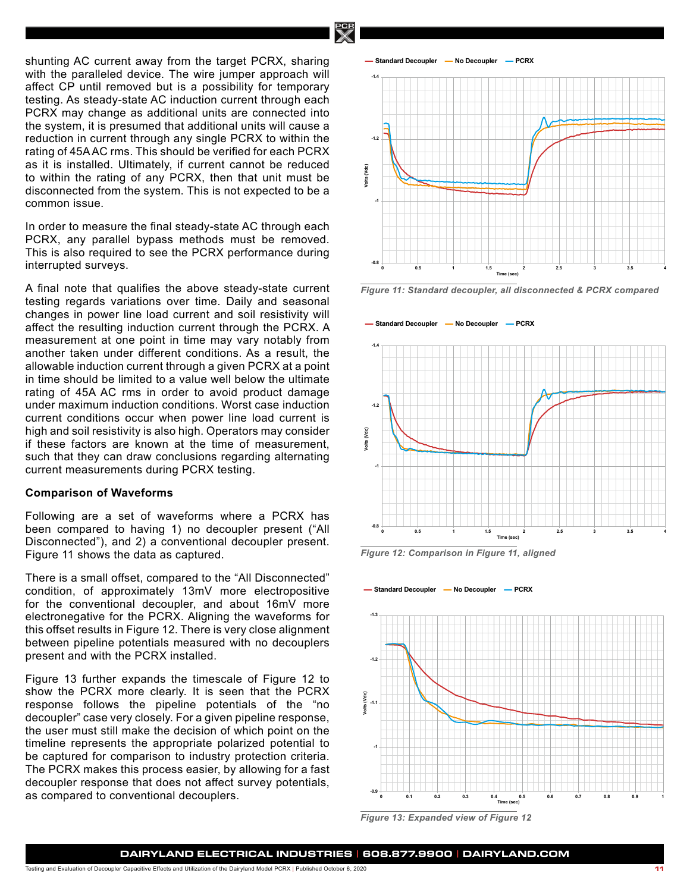shunting AC current away from the target PCRX, sharing with the paralleled device. The wire jumper approach will affect CP until removed but is a possibility for temporary testing. As steady-state AC induction current through each PCRX may change as additional units are connected into the system, it is presumed that additional units will cause a reduction in current through any single PCRX to within the rating of 45A AC rms. This should be verified for each PCRX as it is installed. Ultimately, if current cannot be reduced to within the rating of any PCRX, then that unit must be disconnected from the system. This is not expected to be a common issue.

In order to measure the final steady-state AC through each PCRX, any parallel bypass methods must be removed. This is also required to see the PCRX performance during interrupted surveys.

A final note that qualifies the above steady-state current testing regards variations over time. Daily and seasonal changes in power line load current and soil resistivity will affect the resulting induction current through the PCRX. A measurement at one point in time may vary notably from another taken under different conditions. As a result, the allowable induction current through a given PCRX at a point in time should be limited to a value well below the ultimate rating of 45A AC rms in order to avoid product damage under maximum induction conditions. Worst case induction current conditions occur when power line load current is high and soil resistivity is also high. Operators may consider if these factors are known at the time of measurement, such that they can draw conclusions regarding alternating current measurements during PCRX testing.

### Comparison of Waveforms

Following are a set of waveforms where a PCRX has been compared to having 1) no decoupler present ("All Disconnected"), and 2) a conventional decoupler present. Figure 11 shows the data as captured.

There is a small offset, compared to the "All Disconnected" condition, of approximately 13mV more electropositive for the conventional decoupler, and about 16mV more electronegative for the PCRX. Aligning the waveforms for this offset results in Figure 12. There is very close alignment between pipeline potentials measured with no decouplers present and with the PCRX installed.

Figure 13 further expands the timescale of Figure 12 to show the PCRX more clearly. It is seen that the PCRX response follows the pipeline potentials of the "no decoupler" case very closely. For a given pipeline response, the user must still make the decision of which point on the timeline represents the appropriate polarized potential to be captured for comparison to industry protection criteria. The PCRX makes this process easier, by allowing for a fast decoupler response that does not affect survey potentials, as compared to conventional decouplers.

*Figure 11: Standard decoupler, all disconnected & PCRX compared*

*Figure 12: Comparison in Figure 11, aligned*

*Figure 13: Expanded view of Figure 12*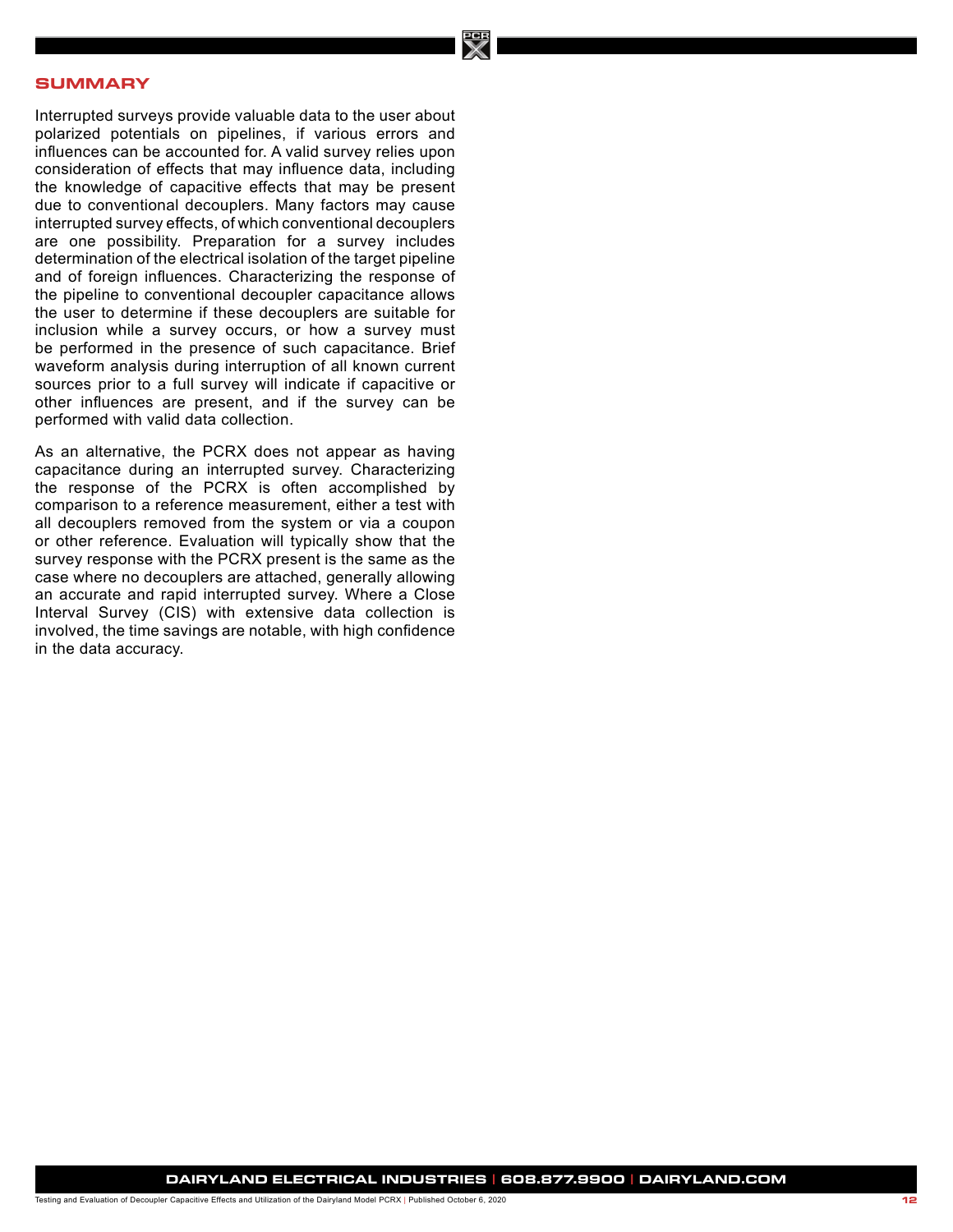## SUMMARY

Interrupted surveys provide valuable data to the user about polarized potentials on pipelines, if various errors and influences can be accounted for. A valid survey relies upon consideration of effects that may influence data, including the knowledge of capacitive effects that may be present due to conventional decouplers. Many factors may cause interrupted survey effects, of which conventional decouplers are one possibility. Preparation for a survey includes determination of the electrical isolation of the target pipeline and of foreign influences. Characterizing the response of the pipeline to conventional decoupler capacitance allows the user to determine if these decouplers are suitable for inclusion while a survey occurs, or how a survey must be performed in the presence of such capacitance. Brief waveform analysis during interruption of all known current sources prior to a full survey will indicate if capacitive or other influences are present, and if the survey can be performed with valid data collection.

As an alternative, the PCRX does not appear as having capacitance during an interrupted survey. Characterizing the response of the PCRX is often accomplished by comparison to a reference measurement, either a test with all decouplers removed from the system or via a coupon or other reference. Evaluation will typically show that the survey response with the PCRX present is the same as the case where no decouplers are attached, generally allowing an accurate and rapid interrupted survey. Where a Close Interval Survey (CIS) with extensive data collection is involved, the time savings are notable, with high confidence in the data accuracy.